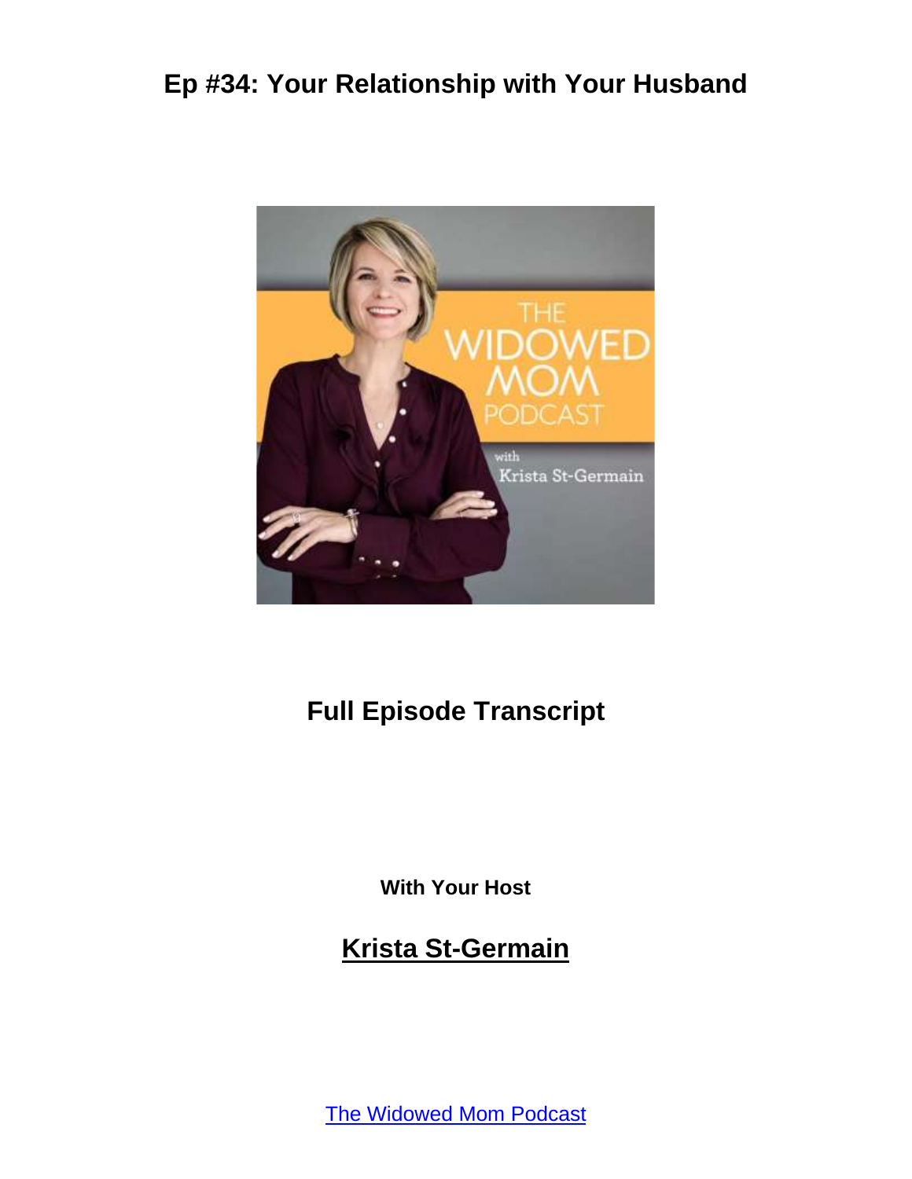# Ep #34: Your Relationship with Your Husband

## Full Episode Transcript

**With Your Host**

## Krista St-Germain

The Widowed Mom Podcast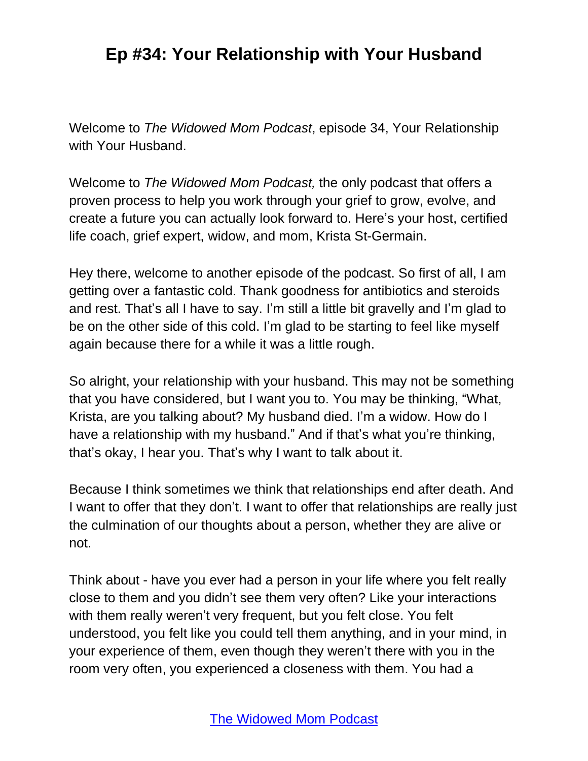Welcome to *The Widowed Mom Podcast*, episode 34, Your Relationship with Your Husband.

Welcome to *The Widowed Mom Podcast,* the only podcast that offers a proven process to help you work through your grief to grow, evolve, and create a future you can actually look forward to. Here's your host, certified life coach, grief expert, widow, and mom, Krista St-Germain.

Hey there, welcome to another episode of the podcast. So first of all, I am getting over a fantastic cold. Thank goodness for antibiotics and steroids and rest. That's all I have to say. I'm still a little bit gravelly and I'm glad to be on the other side of this cold. I'm glad to be starting to feel like myself again because there for a while it was a little rough.

So alright, your relationship with your husband. This may not be something that you have considered, but I want you to. You may be thinking, "What, Krista, are you talking about? My husband died. I'm a widow. How do I have a relationship with my husband." And if that's what you're thinking, that's okay, I hear you. That's why I want to talk about it.

Because I think sometimes we think that relationships end after death. And I want to offer that they don't. I want to offer that relationships are really just the culmination of our thoughts about a person, whether they are alive or not.

Think about - have you ever had a person in your life where you felt really close to them and you didn't see them very often? Like your interactions with them really weren't very frequent, but you felt close. You felt understood, you felt like you could tell them anything, and in your mind, in your experience of them, even though they weren't there with you in the room very often, you experienced a closeness with them. You had a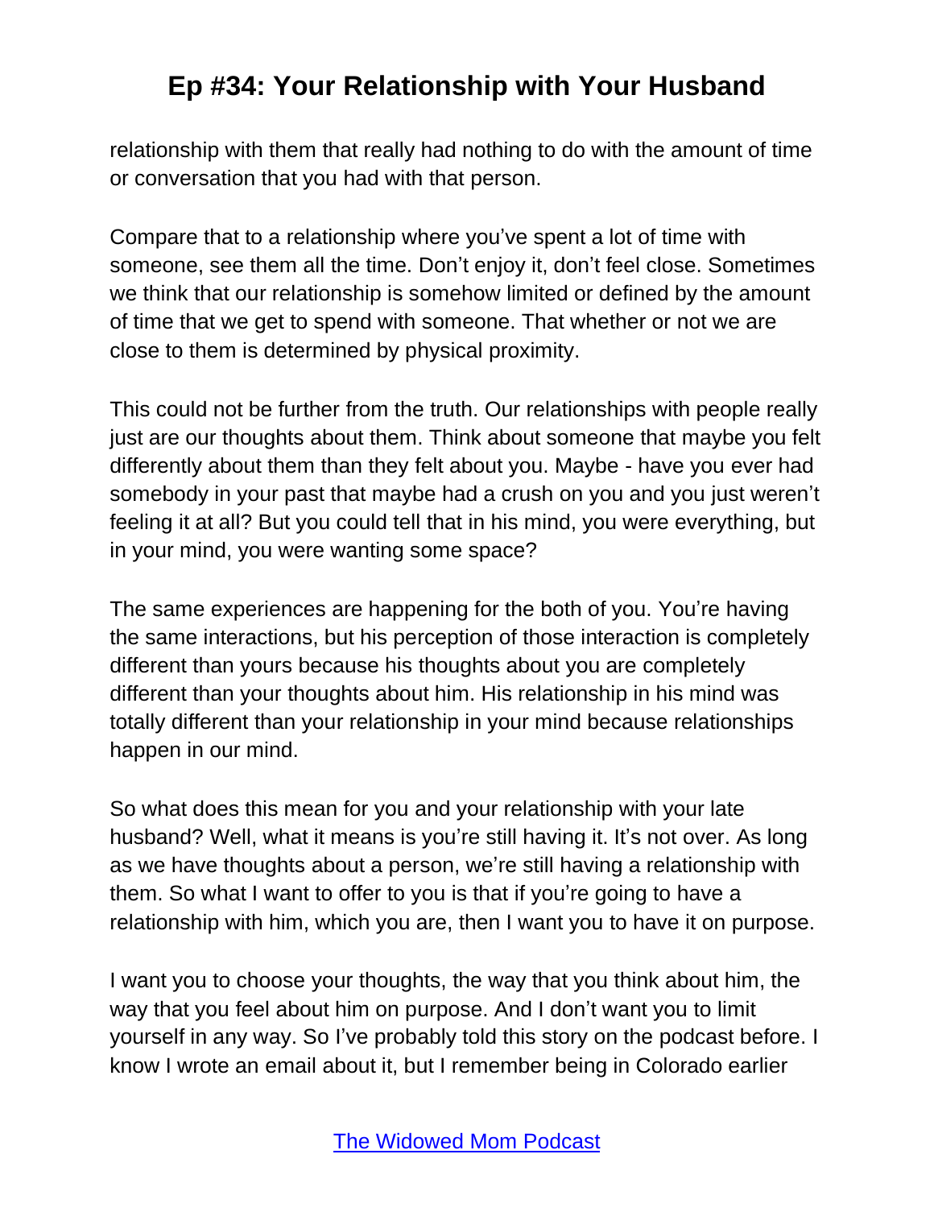relationship with them that really had nothing to do with the amount of time or conversation that you had with that person.

Compare that to a relationship where you've spent a lot of time with someone, see them all the time. Don't enjoy it, don't feel close. Sometimes we think that our relationship is somehow limited or defined by the amount of time that we get to spend with someone. That whether or not we are close to them is determined by physical proximity.

This could not be further from the truth. Our relationships with people really just are our thoughts about them. Think about someone that maybe you felt differently about them than they felt about you. Maybe - have you ever had somebody in your past that maybe had a crush on you and you just weren't feeling it at all? But you could tell that in his mind, you were everything, but in your mind, you were wanting some space?

The same experiences are happening for the both of you. You're having the same interactions, but his perception of those interaction is completely different than yours because his thoughts about you are completely different than your thoughts about him. His relationship in his mind was totally different than your relationship in your mind because relationships happen in our mind.

So what does this mean for you and your relationship with your late husband? Well, what it means is you're still having it. It's not over. As long as we have thoughts about a person, we're still having a relationship with them. So what I want to offer to you is that if you're going to have a relationship with him, which you are, then I want you to have it on purpose.

I want you to choose your thoughts, the way that you think about him, the way that you feel about him on purpose. And I don't want you to limit yourself in any way. So I've probably told this story on the podcast before. I know I wrote an email about it, but I remember being in Colorado earlier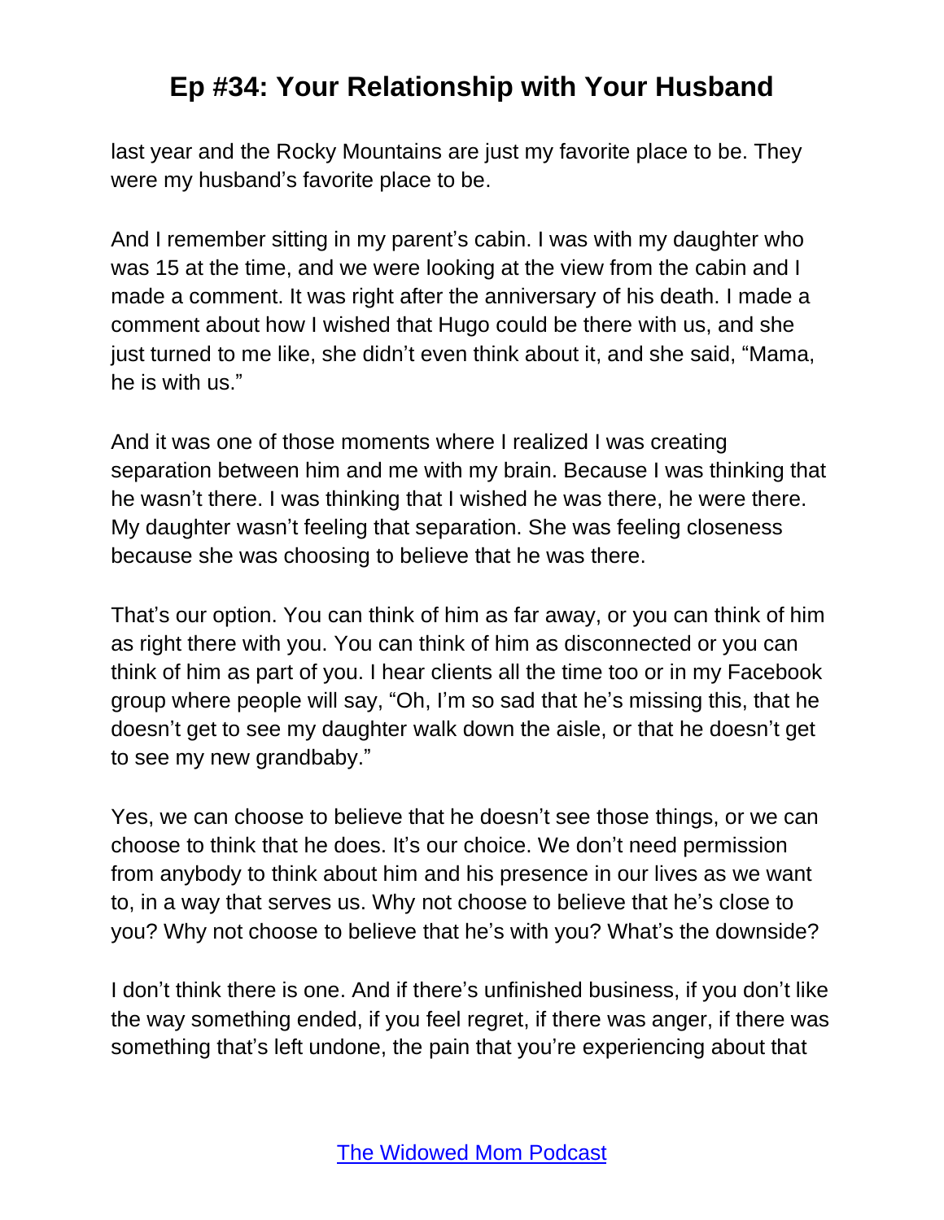last year and the Rocky Mountains are just my favorite place to be. They were my husband's favorite place to be.

And I remember sitting in my parent's cabin. I was with my daughter who was 15 at the time, and we were looking at the view from the cabin and I made a comment. It was right after the anniversary of his death. I made a comment about how I wished that Hugo could be there with us, and she just turned to me like, she didn't even think about it, and she said, "Mama, he is with us."

And it was one of those moments where I realized I was creating separation between him and me with my brain. Because I was thinking that he wasn't there. I was thinking that I wished he was there, he were there. My daughter wasn't feeling that separation. She was feeling closeness because she was choosing to believe that he was there.

That's our option. You can think of him as far away, or you can think of him as right there with you. You can think of him as disconnected or you can think of him as part of you. I hear clients all the time too or in my Facebook group where people will say, "Oh, I'm so sad that he's missing this, that he doesn't get to see my daughter walk down the aisle, or that he doesn't get to see my new grandbaby."

Yes, we can choose to believe that he doesn't see those things, or we can choose to think that he does. It's our choice. We don't need permission from anybody to think about him and his presence in our lives as we want to, in a way that serves us. Why not choose to believe that he's close to you? Why not choose to believe that he's with you? What's the downside?

I don't think there is one. And if there's unfinished business, if you don't like the way something ended, if you feel regret, if there was anger, if there was something that's left undone, the pain that you're experiencing about that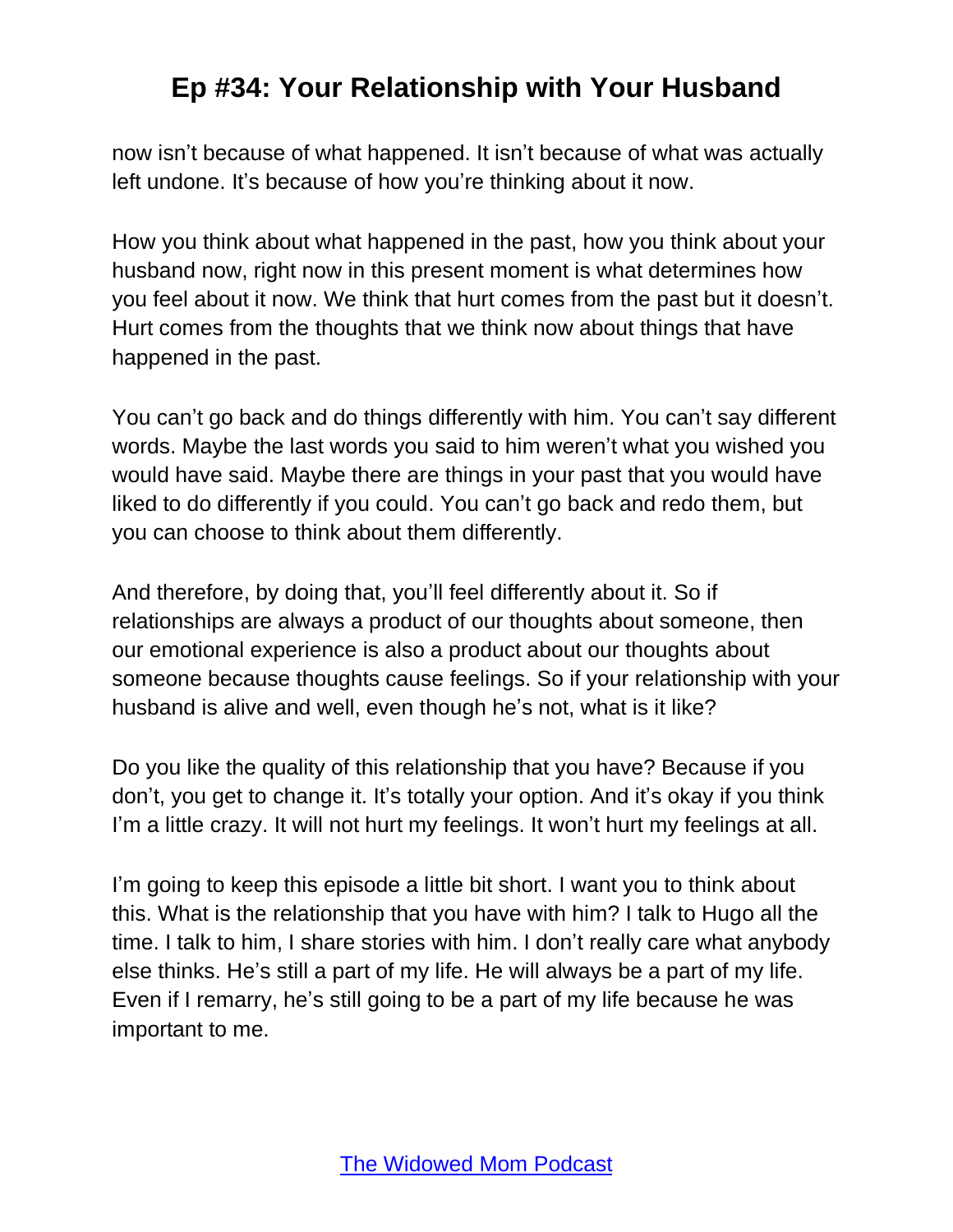now isn't because of what happened. It isn't because of what was actually left undone. It's because of how you're thinking about it now.

How you think about what happened in the past, how you think about your husband now, right now in this present moment is what determines how you feel about it now. We think that hurt comes from the past but it doesn't. Hurt comes from the thoughts that we think now about things that have happened in the past.

You can't go back and do things differently with him. You can't say different words. Maybe the last words you said to him weren't what you wished you would have said. Maybe there are things in your past that you would have liked to do differently if you could. You can't go back and redo them, but you can choose to think about them differently.

And therefore, by doing that, you'll feel differently about it. So if relationships are always a product of our thoughts about someone, then our emotional experience is also a product about our thoughts about someone because thoughts cause feelings. So if your relationship with your husband is alive and well, even though he's not, what is it like?

Do you like the quality of this relationship that you have? Because if you don't, you get to change it. It's totally your option. And it's okay if you think I'm a little crazy. It will not hurt my feelings. It won't hurt my feelings at all.

I'm going to keep this episode a little bit short. I want you to think about this. What is the relationship that you have with him? I talk to Hugo all the time. I talk to him, I share stories with him. I don't really care what anybody else thinks. He's still a part of my life. He will always be a part of my life. Even if I remarry, he's still going to be a part of my life because he was important to me.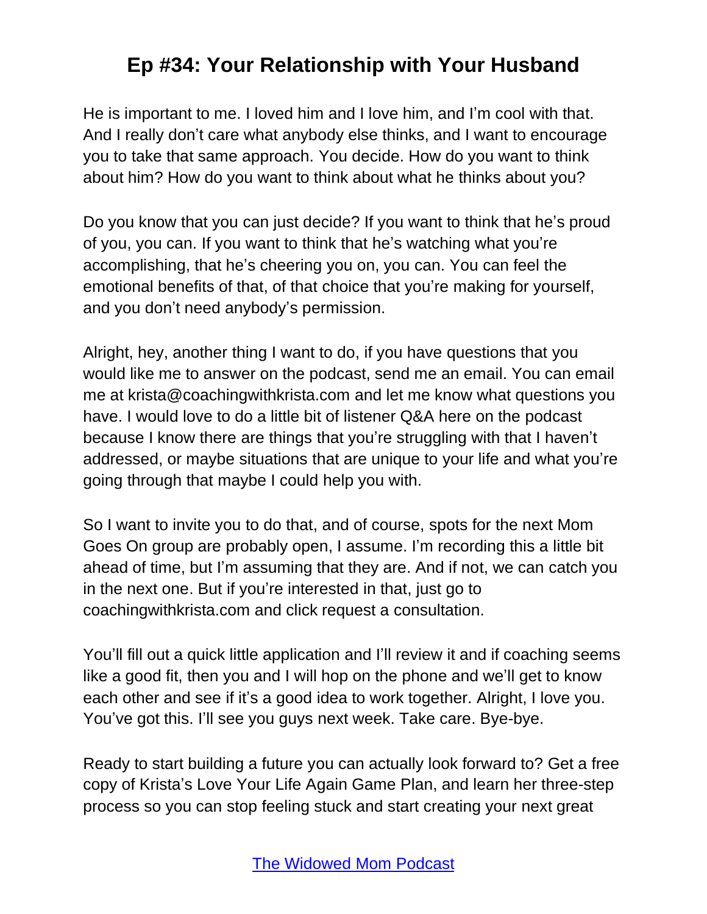He is important to me. I loved him and I love him, and I'm cool with that. And I really don't care what anybody else thinks, and I want to encourage you to take that same approach. You decide. How do you want to think about him? How do you want to think about what he thinks about you?

Do you know that you can just decide? If you want to think that he's proud of you, you can. If you want to think that he's watching what you're accomplishing, that he's cheering you on, you can. You can feel the emotional benefits of that, of that choice that you're making for yourself, and you don't need anybody's permission.

Alright, hey, another thing I want to do, if you have questions that you would like me to answer on the podcast, send me an email. You can email me at krista@coachingwithkrista.com and let me know what questions you have. I would love to do a little bit of listener Q&A here on the podcast because I know there are things that you're struggling with that I haven't addressed, or maybe situations that are unique to your life and what you're going through that maybe I could help you with.

So I want to invite you to do that, and of course, spots for the next Mom Goes On group are probably open, I assume. I'm recording this a little bit ahead of time, but I'm assuming that they are. And if not, we can catch you in the next one. But if you're interested in that, just go to coachingwithkrista.com and click request a consultation.

You'll fill out a quick little application and I'll review it and if coaching seems like a good fit, then you and I will hop on the phone and we'll get to know each other and see if it's a good idea to work together. Alright, I love you. You've got this. I'll see you guys next week. Take care. Bye-bye.

Ready to start building a future you can actually look forward to? Get a free copy of Krista's Love Your Life Again Game Plan, and learn her three-step process so you can stop feeling stuck and start creating your next great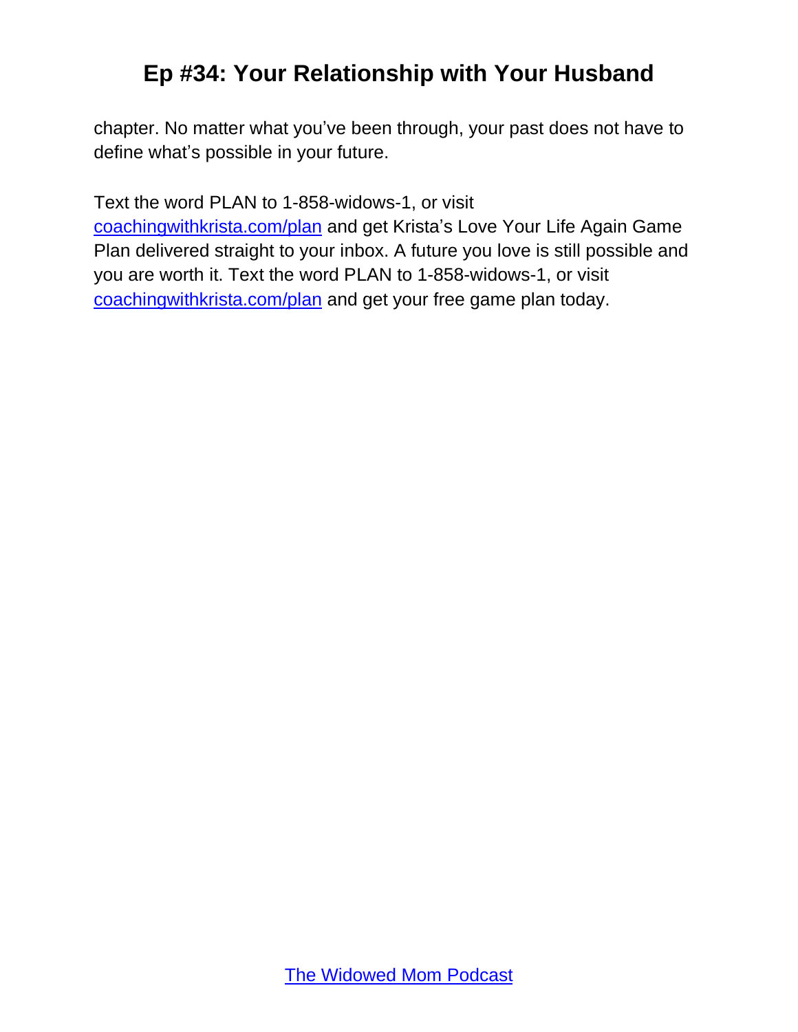chapter. No matter what you've been through, your past does not have to define what's possible in your future.

Text the word PLAN to 1-858-widows-1, or visit [coachingwithkrista.com/plan](coachingwithkrista.com/plan) and get Krista's Love Your Life Again Game Plan delivered straight to your inbox. A future you love is still possible and you are worth it. Text the word PLAN to 1-858-widows-1, or visit [coachingwithkrista.com/plan](coachingwithkrista.com/plan) and get your free game plan today.